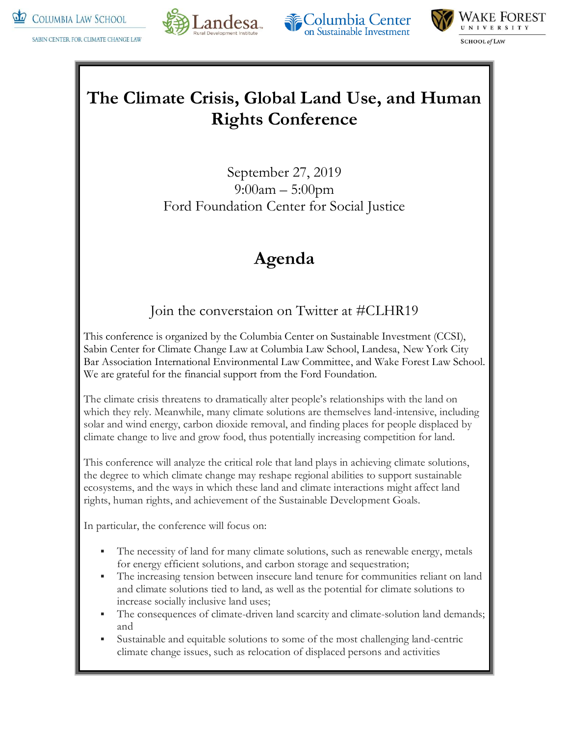COLUMBIA LAW SCHOOL
SABIN CENTER FOR CLIMATE CHANGE LAW

Landesa
Rural Development Institute

Columbia Center on Sustainable Investment

WAKE FOREST UNIVERSITY
SCHOOL of LAW

# The Climate Crisis, Global Land Use, and Human Rights Conference

September 27, 2019
9:00am – 5:00pm
Ford Foundation Center for Social Justice

# Agenda

Join the converstaion on Twitter at #CLHR19

This conference is organized by the Columbia Center on Sustainable Investment (CCSI), Sabin Center for Climate Change Law at Columbia Law School, Landesa, New York City Bar Association International Environmental Law Committee, and Wake Forest Law School. We are grateful for the financial support from the Ford Foundation.

The climate crisis threatens to dramatically alter people's relationships with the land on which they rely. Meanwhile, many climate solutions are themselves land-intensive, including solar and wind energy, carbon dioxide removal, and finding places for people displaced by climate change to live and grow food, thus potentially increasing competition for land.

This conference will analyze the critical role that land plays in achieving climate solutions, the degree to which climate change may reshape regional abilities to support sustainable ecosystems, and the ways in which these land and climate interactions might affect land rights, human rights, and achievement of the Sustainable Development Goals.

In particular, the conference will focus on:

- The necessity of land for many climate solutions, such as renewable energy, metals for energy efficient solutions, and carbon storage and sequestration;
- The increasing tension between insecure land tenure for communities reliant on land and climate solutions tied to land, as well as the potential for climate solutions to increase socially inclusive land uses;
- The consequences of climate-driven land scarcity and climate-solution land demands; and
- Sustainable and equitable solutions to some of the most challenging land-centric climate change issues, such as relocation of displaced persons and activities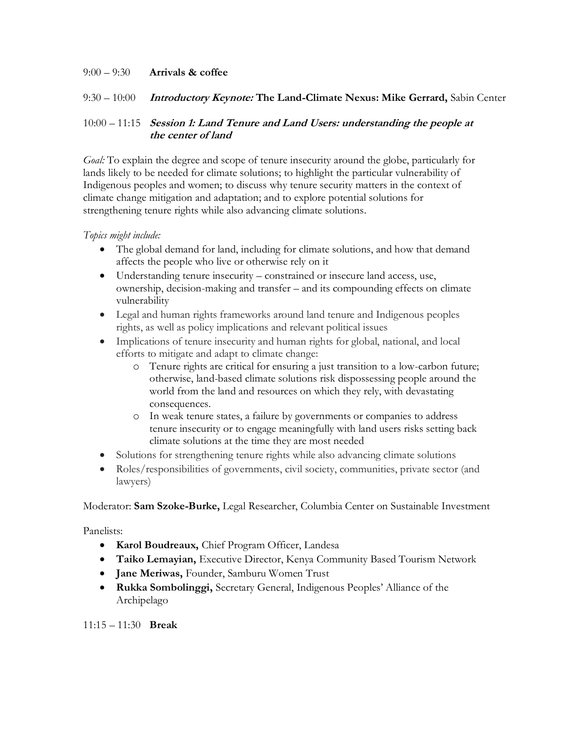9:00 – 9:30 **Arrivals & coffee**

9:30 – 10:00 ***Introductory Keynote:*** **The Land-Climate Nexus: Mike Gerrard,** Sabin Center

10:00 – 11:15 ***Session 1: Land Tenure and Land Users: understanding the people at the center of land***

*Goal:* To explain the degree and scope of tenure insecurity around the globe, particularly for lands likely to be needed for climate solutions; to highlight the particular vulnerability of Indigenous peoples and women; to discuss why tenure security matters in the context of climate change mitigation and adaptation; and to explore potential solutions for strengthening tenure rights while also advancing climate solutions.

*Topics might include:*

- The global demand for land, including for climate solutions, and how that demand affects the people who live or otherwise rely on it
- Understanding tenure insecurity – constrained or insecure land access, use, ownership, decision-making and transfer – and its compounding effects on climate vulnerability
- Legal and human rights frameworks around land tenure and Indigenous peoples rights, as well as policy implications and relevant political issues
- Implications of tenure insecurity and human rights for global, national, and local efforts to mitigate and adapt to climate change:
  - Tenure rights are critical for ensuring a just transition to a low-carbon future; otherwise, land-based climate solutions risk dispossessing people around the world from the land and resources on which they rely, with devastating consequences.
  - In weak tenure states, a failure by governments or companies to address tenure insecurity or to engage meaningfully with land users risks setting back climate solutions at the time they are most needed
- Solutions for strengthening tenure rights while also advancing climate solutions
- Roles/responsibilities of governments, civil society, communities, private sector (and lawyers)

Moderator: **Sam Szoke-Burke,** Legal Researcher, Columbia Center on Sustainable Investment

Panelists:

- **Karol Boudreaux,** Chief Program Officer, Landesa
- **Taiko Lemayian,** Executive Director, Kenya Community Based Tourism Network
- **Jane Meriwas,** Founder, Samburu Women Trust
- **Rukka Sombolinggi,** Secretary General, Indigenous Peoples' Alliance of the Archipelago

11:15 – 11:30 **Break**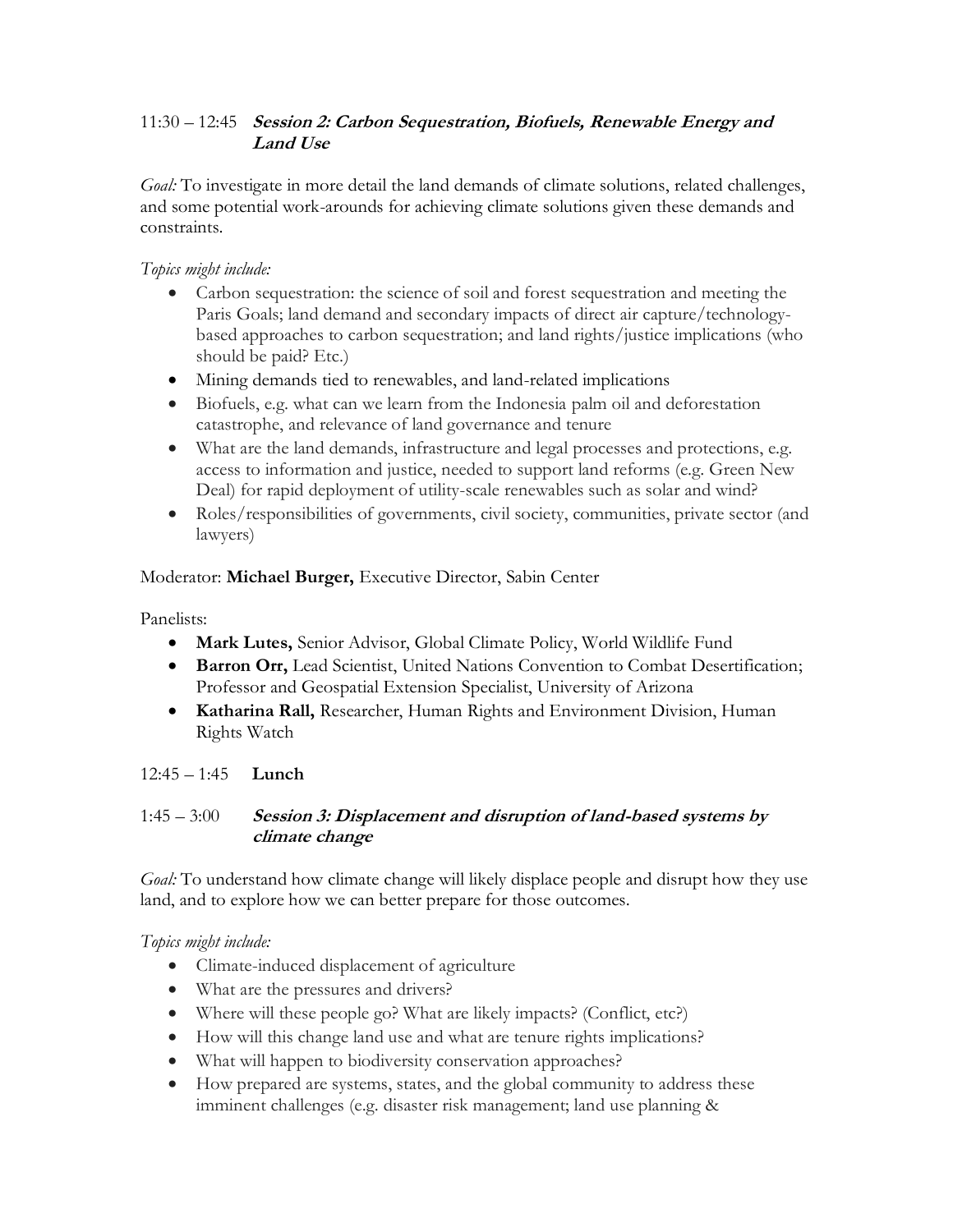11:30 – 12:45 ***Session 2: Carbon Sequestration, Biofuels, Renewable Energy and Land Use***

*Goal:* To investigate in more detail the land demands of climate solutions, related challenges, and some potential work-arounds for achieving climate solutions given these demands and constraints.

*Topics might include:*

- Carbon sequestration: the science of soil and forest sequestration and meeting the Paris Goals; land demand and secondary impacts of direct air capture/technology-based approaches to carbon sequestration; and land rights/justice implications (who should be paid? Etc.)
- Mining demands tied to renewables, and land-related implications
- Biofuels, e.g. what can we learn from the Indonesia palm oil and deforestation catastrophe, and relevance of land governance and tenure
- What are the land demands, infrastructure and legal processes and protections, e.g. access to information and justice, needed to support land reforms (e.g. Green New Deal) for rapid deployment of utility-scale renewables such as solar and wind?
- Roles/responsibilities of governments, civil society, communities, private sector (and lawyers)

Moderator: **Michael Burger,** Executive Director, Sabin Center

Panelists:

- **Mark Lutes,** Senior Advisor, Global Climate Policy, World Wildlife Fund
- **Barron Orr,** Lead Scientist, United Nations Convention to Combat Desertification; Professor and Geospatial Extension Specialist, University of Arizona
- **Katharina Rall,** Researcher, Human Rights and Environment Division, Human Rights Watch

12:45 – 1:45 **Lunch**

1:45 – 3:00 ***Session 3: Displacement and disruption of land-based systems by climate change***

*Goal:* To understand how climate change will likely displace people and disrupt how they use land, and to explore how we can better prepare for those outcomes.

*Topics might include:*

- Climate-induced displacement of agriculture
- What are the pressures and drivers?
- Where will these people go? What are likely impacts? (Conflict, etc?)
- How will this change land use and what are tenure rights implications?
- What will happen to biodiversity conservation approaches?
- How prepared are systems, states, and the global community to address these imminent challenges (e.g. disaster risk management; land use planning &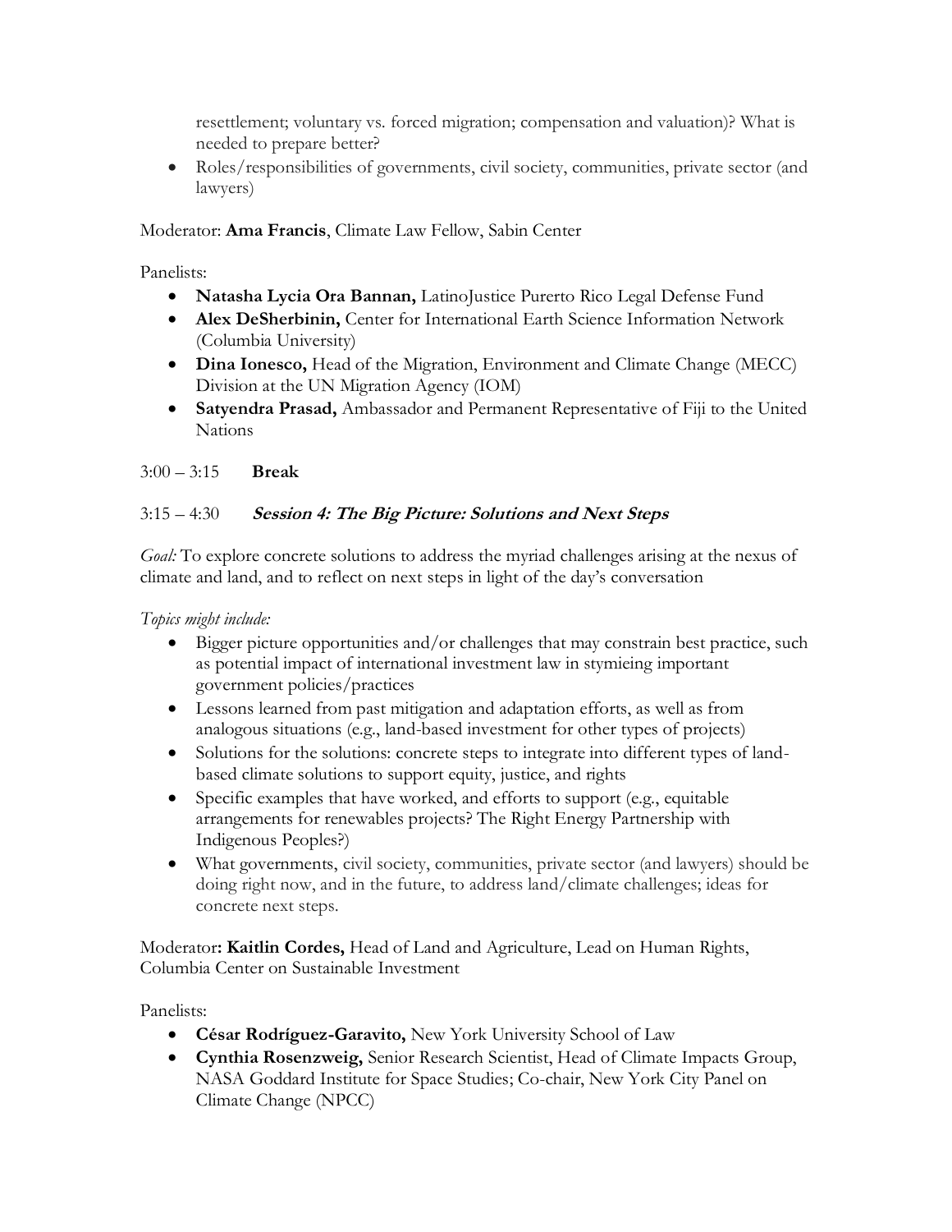resettlement; voluntary vs. forced migration; compensation and valuation)? What is needed to prepare better?

- Roles/responsibilities of governments, civil society, communities, private sector (and lawyers)

Moderator: **Ama Francis**, Climate Law Fellow, Sabin Center

Panelists:

- **Natasha Lycia Ora Bannan,** LatinoJustice Purerto Rico Legal Defense Fund
- **Alex DeSherbinin,** Center for International Earth Science Information Network (Columbia University)
- **Dina Ionesco,** Head of the Migration, Environment and Climate Change (MECC) Division at the UN Migration Agency (IOM)
- **Satyendra Prasad,** Ambassador and Permanent Representative of Fiji to the United Nations

3:00 – 3:15 **Break**

3:15 – 4:30 ***Session 4: The Big Picture: Solutions and Next Steps***

*Goal:* To explore concrete solutions to address the myriad challenges arising at the nexus of climate and land, and to reflect on next steps in light of the day's conversation

*Topics might include:*

- Bigger picture opportunities and/or challenges that may constrain best practice, such as potential impact of international investment law in stymieing important government policies/practices
- Lessons learned from past mitigation and adaptation efforts, as well as from analogous situations (e.g., land-based investment for other types of projects)
- Solutions for the solutions: concrete steps to integrate into different types of land-based climate solutions to support equity, justice, and rights
- Specific examples that have worked, and efforts to support (e.g., equitable arrangements for renewables projects? The Right Energy Partnership with Indigenous Peoples?)
- What governments, civil society, communities, private sector (and lawyers) should be doing right now, and in the future, to address land/climate challenges; ideas for concrete next steps.

Moderator**: Kaitlin Cordes,** Head of Land and Agriculture, Lead on Human Rights, Columbia Center on Sustainable Investment

Panelists:

- **César Rodríguez-Garavito,** New York University School of Law
- **Cynthia Rosenzweig,** Senior Research Scientist, Head of Climate Impacts Group, NASA Goddard Institute for Space Studies; Co-chair, New York City Panel on Climate Change (NPCC)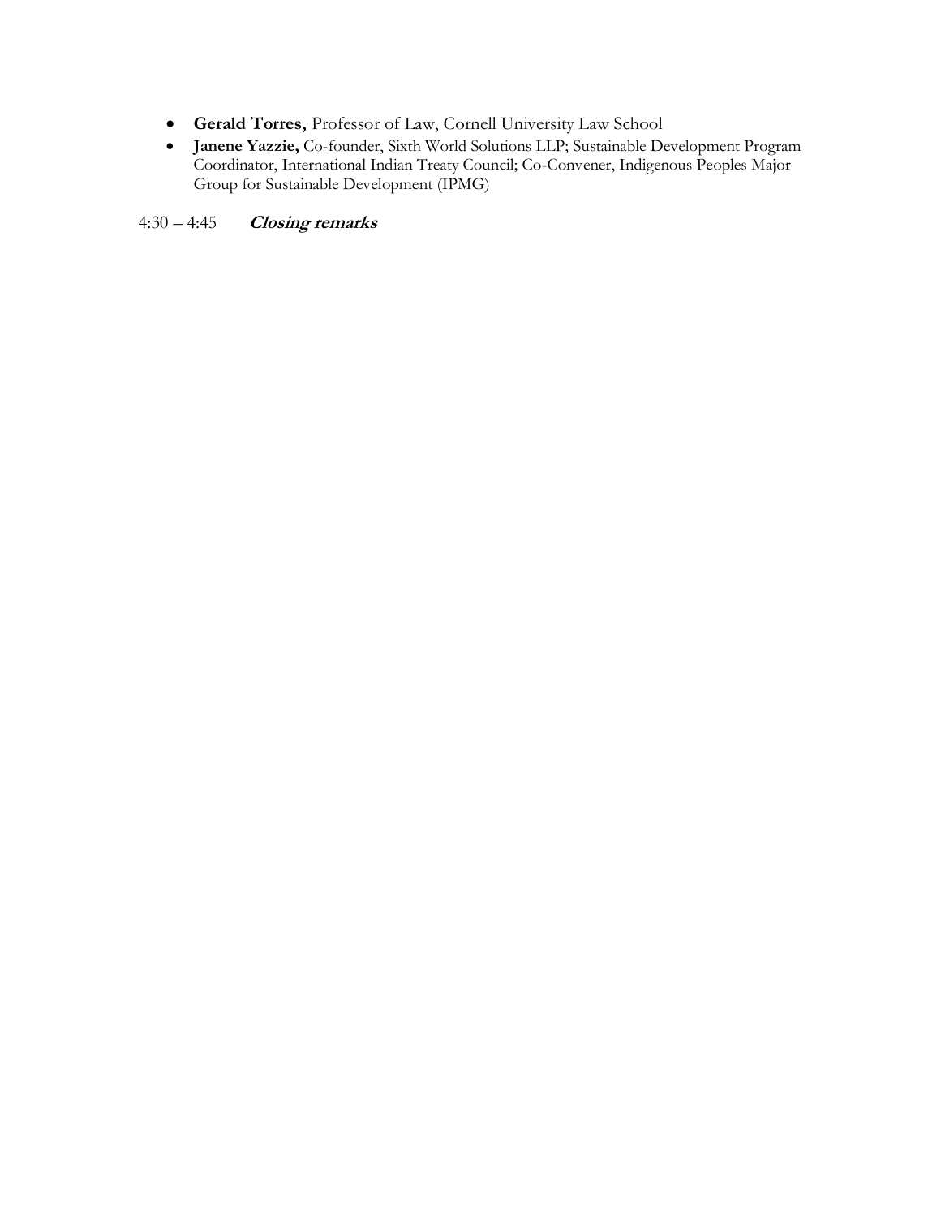- **Gerald Torres,** Professor of Law, Cornell University Law School
- **Janene Yazzie,** Co-founder, Sixth World Solutions LLP; Sustainable Development Program Coordinator, International Indian Treaty Council; Co-Convener, Indigenous Peoples Major Group for Sustainable Development (IPMG)

4:30 – 4:45 ***Closing remarks***